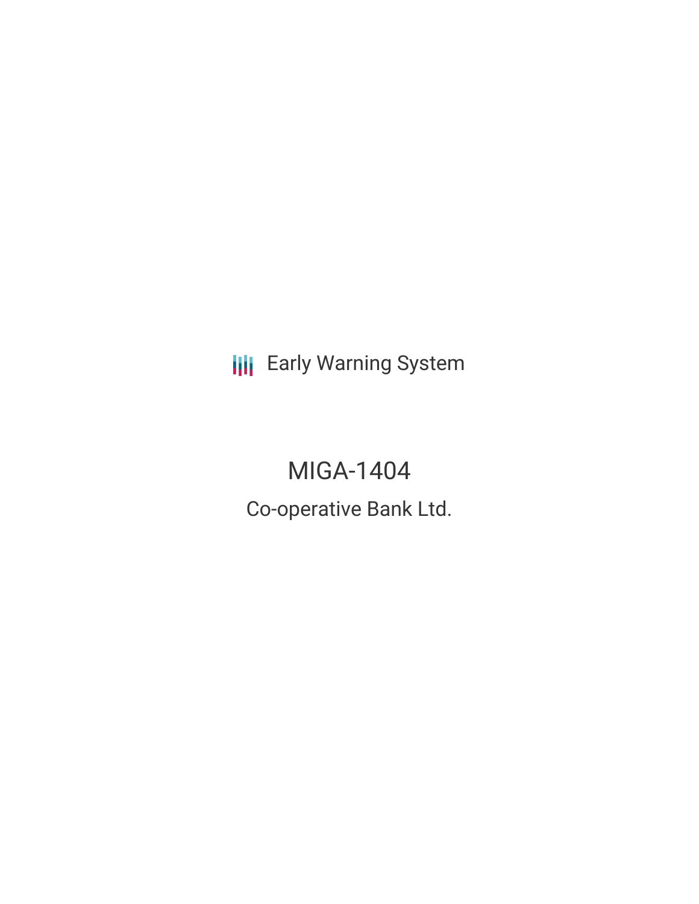Early Warning System

# MIGA-1404

## Co-operative Bank Ltd.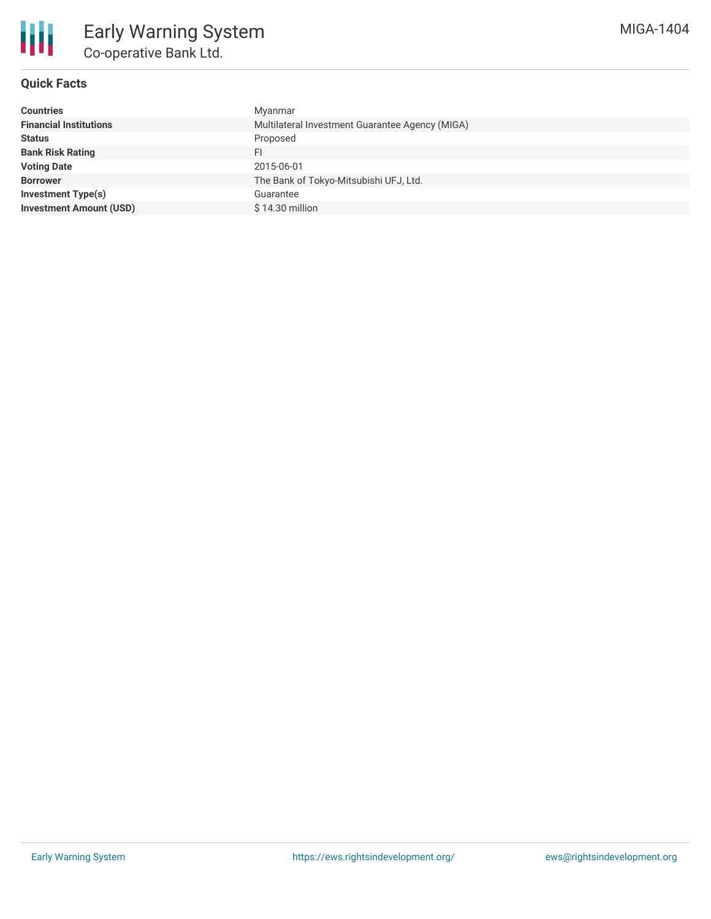# Early Warning System

## Co-operative Bank Ltd.

MIGA-1404

### Quick Facts

| | |
|---|---|
| **Countries** | Myanmar |
| **Financial Institutions** | Multilateral Investment Guarantee Agency (MIGA) |
| **Status** | Proposed |
| **Bank Risk Rating** | FI |
| **Voting Date** | 2015-06-01 |
| **Borrower** | The Bank of Tokyo-Mitsubishi UFJ, Ltd. |
| **Investment Type(s)** | Guarantee |
| **Investment Amount (USD)** | $ 14.30 million |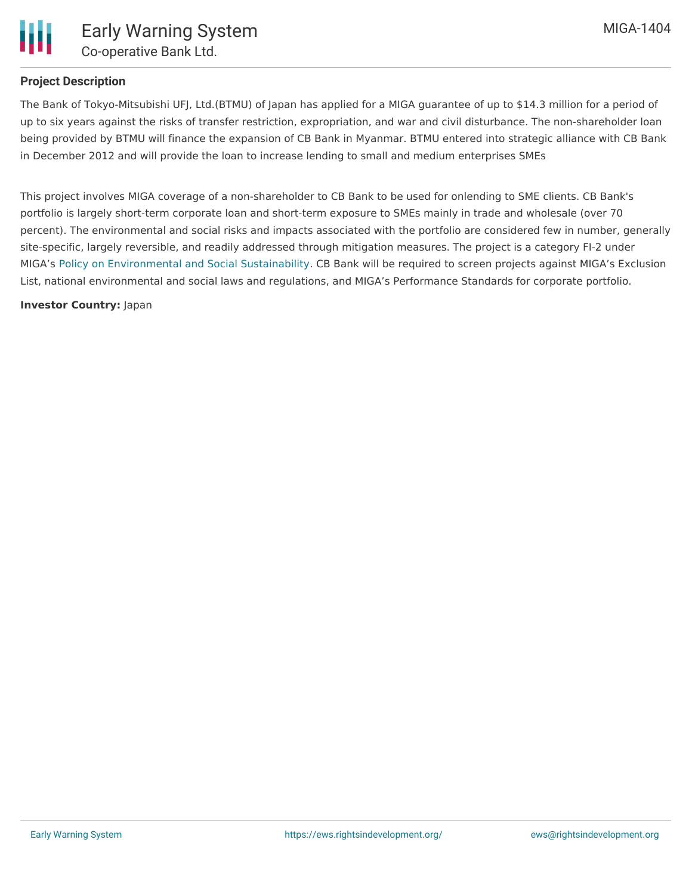## Project Description

The Bank of Tokyo-Mitsubishi UFJ, Ltd.(BTMU) of Japan has applied for a MIGA guarantee of up to $14.3 million for a period of up to six years against the risks of transfer restriction, expropriation, and war and civil disturbance. The non-shareholder loan being provided by BTMU will finance the expansion of CB Bank in Myanmar. BTMU entered into strategic alliance with CB Bank in December 2012 and will provide the loan to increase lending to small and medium enterprises SMEs

This project involves MIGA coverage of a non-shareholder to CB Bank to be used for onlending to SME clients. CB Bank's portfolio is largely short-term corporate loan and short-term exposure to SMEs mainly in trade and wholesale (over 70 percent). The environmental and social risks and impacts associated with the portfolio are considered few in number, generally site-specific, largely reversible, and readily addressed through mitigation measures. The project is a category FI-2 under MIGA's Policy on Environmental and Social Sustainability. CB Bank will be required to screen projects against MIGA's Exclusion List, national environmental and social laws and regulations, and MIGA's Performance Standards for corporate portfolio.

**Investor Country:** Japan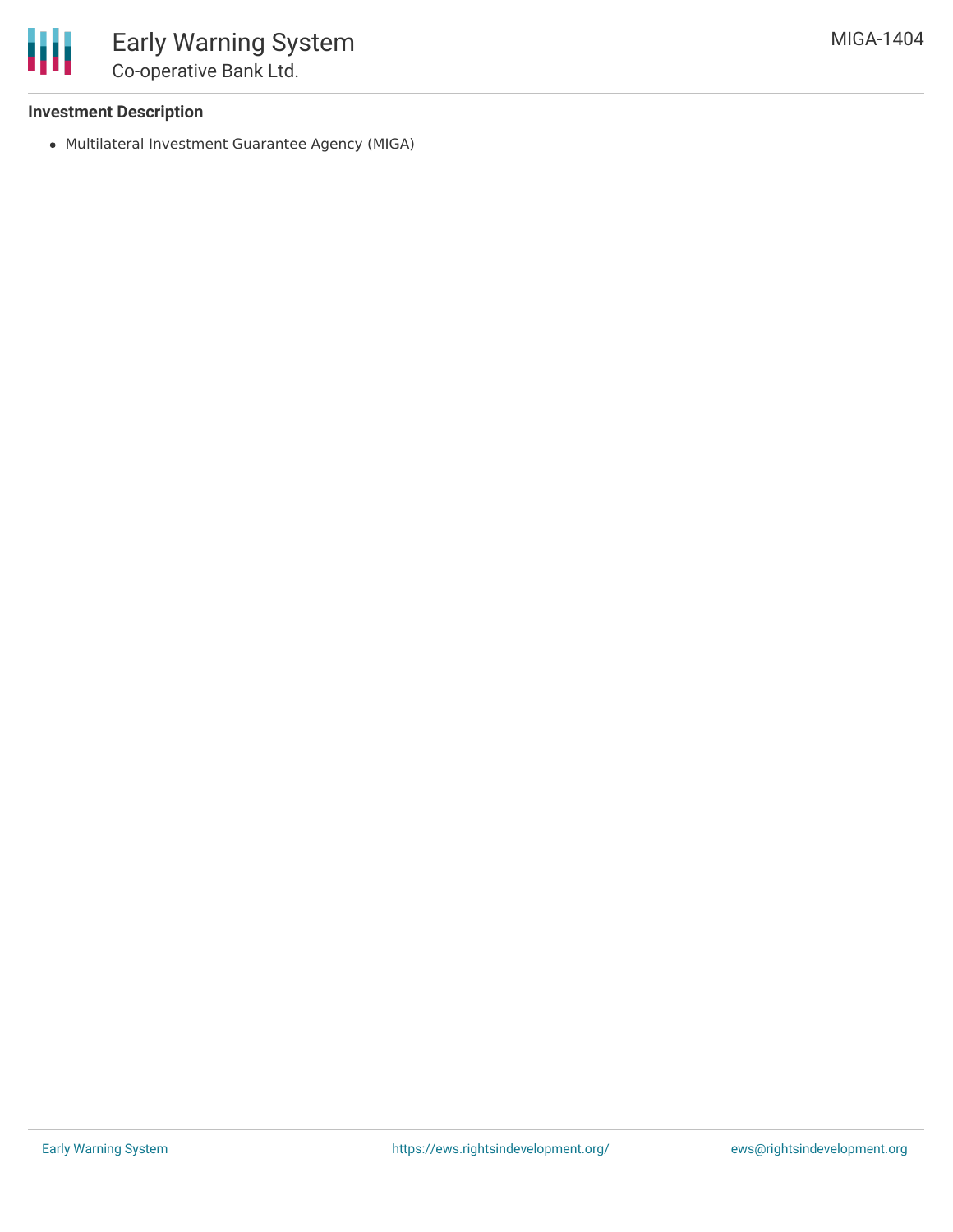**Investment Description**

- Multilateral Investment Guarantee Agency (MIGA)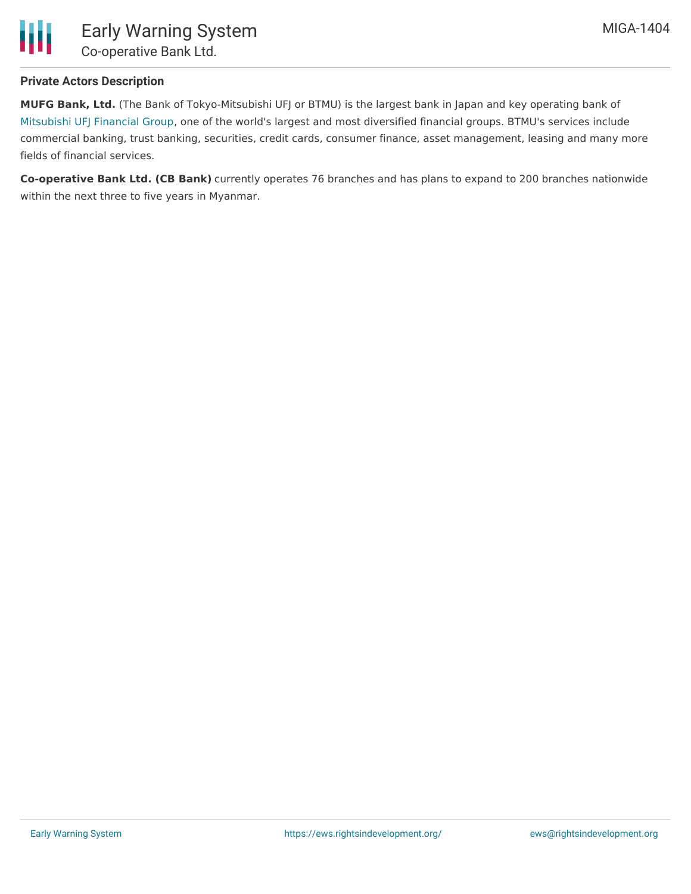## Private Actors Description

**MUFG Bank, Ltd.** (The Bank of Tokyo-Mitsubishi UFJ or BTMU) is the largest bank in Japan and key operating bank of Mitsubishi UFJ Financial Group, one of the world's largest and most diversified financial groups. BTMU's services include commercial banking, trust banking, securities, credit cards, consumer finance, asset management, leasing and many more fields of financial services.

**Co-operative Bank Ltd. (CB Bank)** currently operates 76 branches and has plans to expand to 200 branches nationwide within the next three to five years in Myanmar.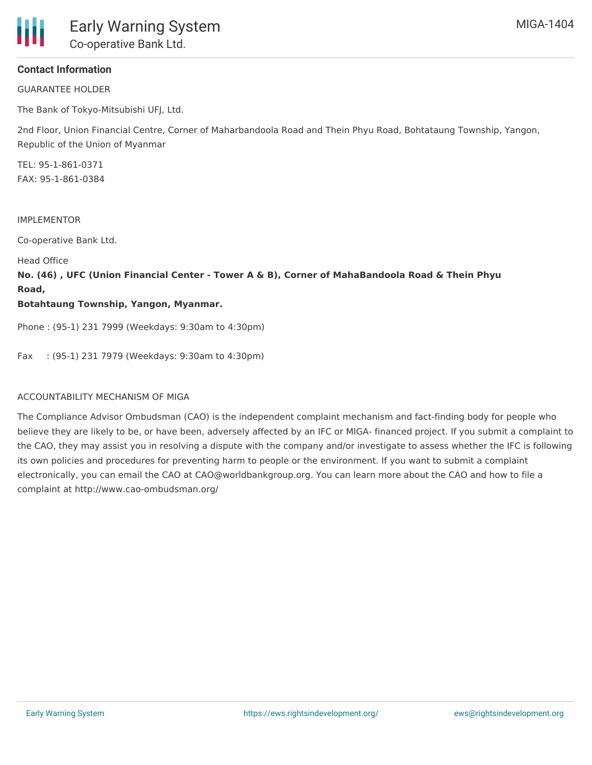### Contact Information

GUARANTEE HOLDER

The Bank of Tokyo-Mitsubishi UFJ, Ltd.

2nd Floor, Union Financial Centre, Corner of Maharbandoola Road and Thein Phyu Road, Bohtataung Township, Yangon, Republic of the Union of Myanmar

TEL: 95-1-861-0371
FAX: 95-1-861-0384

IMPLEMENTOR

Co-operative Bank Ltd.

Head Office
**No. (46) , UFC (Union Financial Center - Tower A & B), Corner of MahaBandoola Road & Thein Phyu Road,**
**Botahtaung Township, Yangon, Myanmar.**

Phone : (95-1) 231 7999 (Weekdays: 9:30am to 4:30pm)

Fax : (95-1) 231 7979 (Weekdays: 9:30am to 4:30pm)

ACCOUNTABILITY MECHANISM OF MIGA

The Compliance Advisor Ombudsman (CAO) is the independent complaint mechanism and fact-finding body for people who believe they are likely to be, or have been, adversely affected by an IFC or MIGA- financed project. If you submit a complaint to the CAO, they may assist you in resolving a dispute with the company and/or investigate to assess whether the IFC is following its own policies and procedures for preventing harm to people or the environment. If you want to submit a complaint electronically, you can email the CAO at CAO@worldbankgroup.org. You can learn more about the CAO and how to file a complaint at http://www.cao-ombudsman.org/